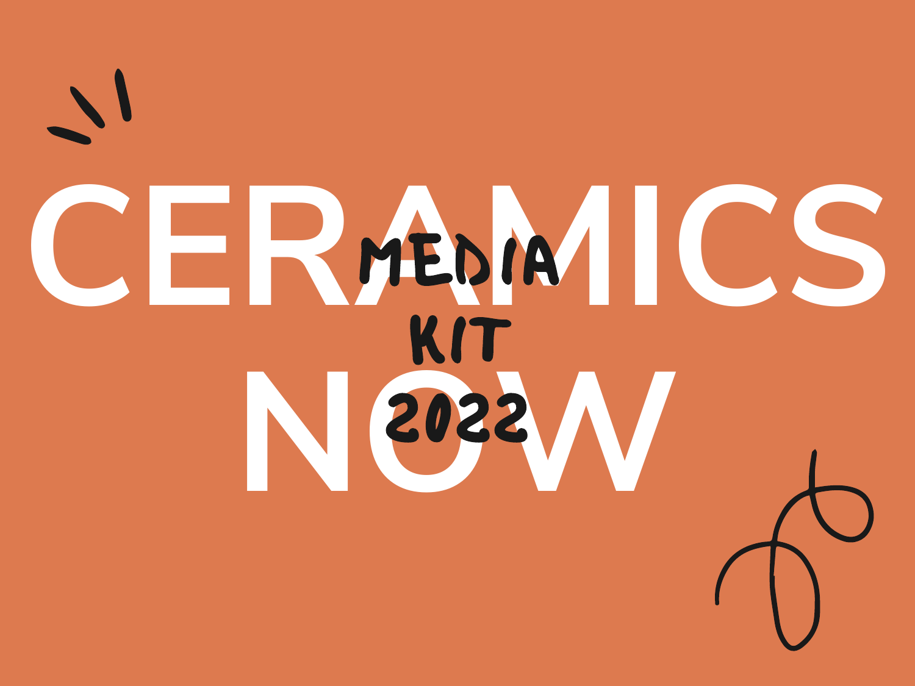# CERAMICS NOW

## MEDIA KIT 2022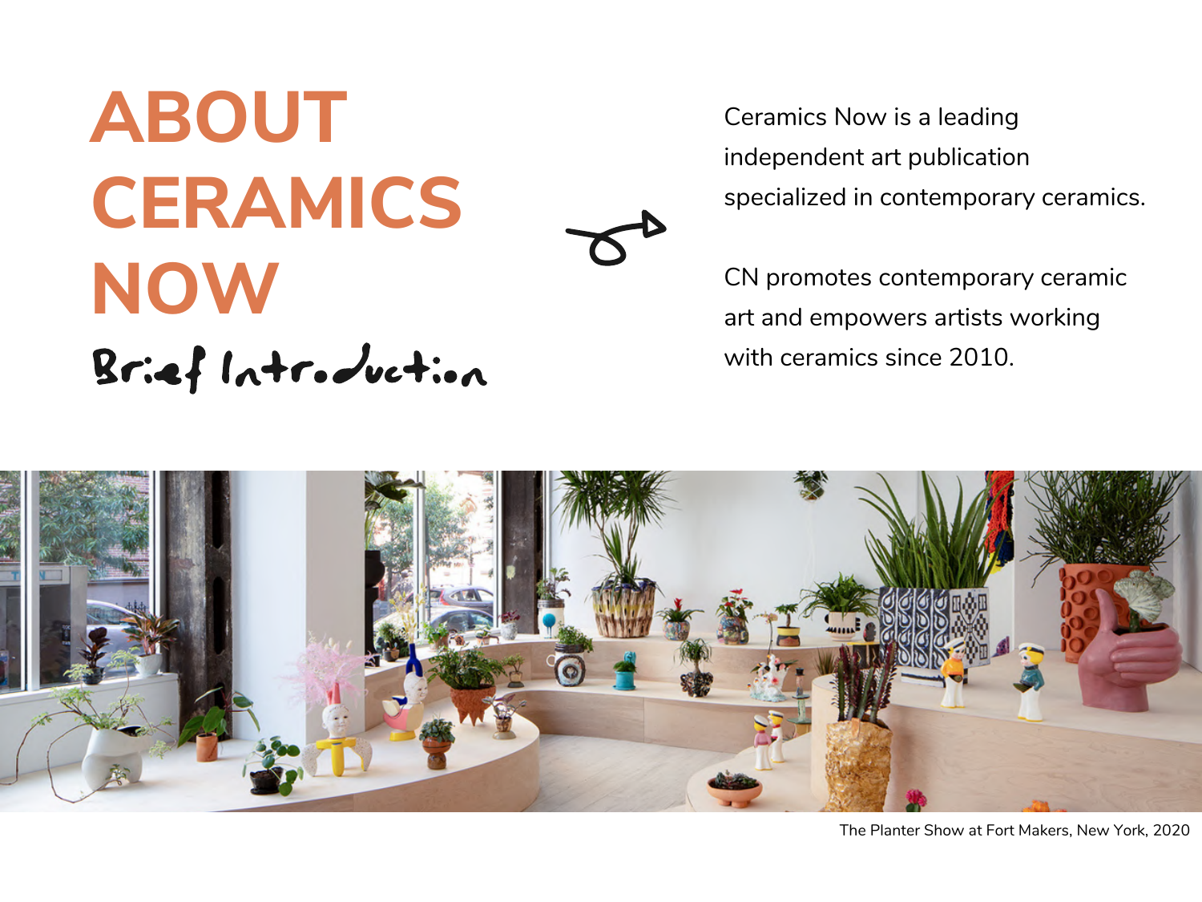# ABOUT CERAMICS NOW

Brief Introduction

Ceramics Now is a leading independent art publication specialized in contemporary ceramics.

CN promotes contemporary ceramic art and empowers artists working with ceramics since 2010.

The Planter Show at Fort Makers, New York, 2020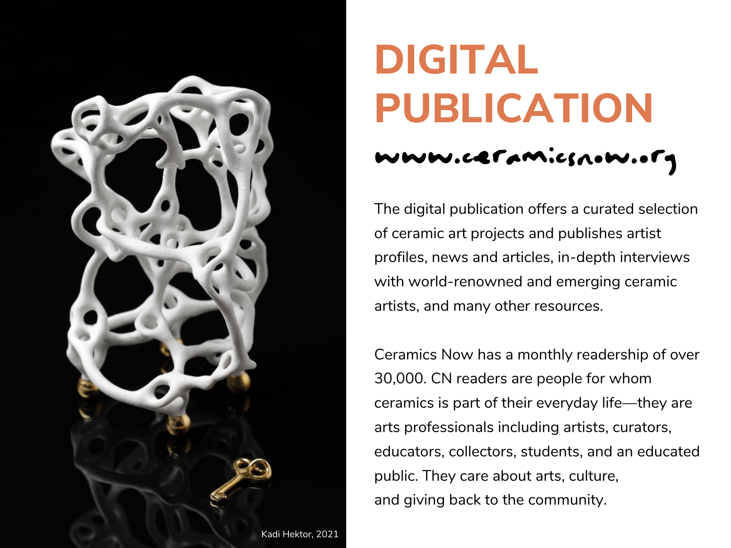# DIGITAL PUBLICATION

www.ceramicsnow.org

The digital publication offers a curated selection of ceramic art projects and publishes artist profiles, news and articles, in-depth interviews with world-renowned and emerging ceramic artists, and many other resources.

Ceramics Now has a monthly readership of over 30,000. CN readers are people for whom ceramics is part of their everyday life—they are arts professionals including artists, curators, educators, collectors, students, and an educated public. They care about arts, culture, and giving back to the community.

Kadi Hektor, 2021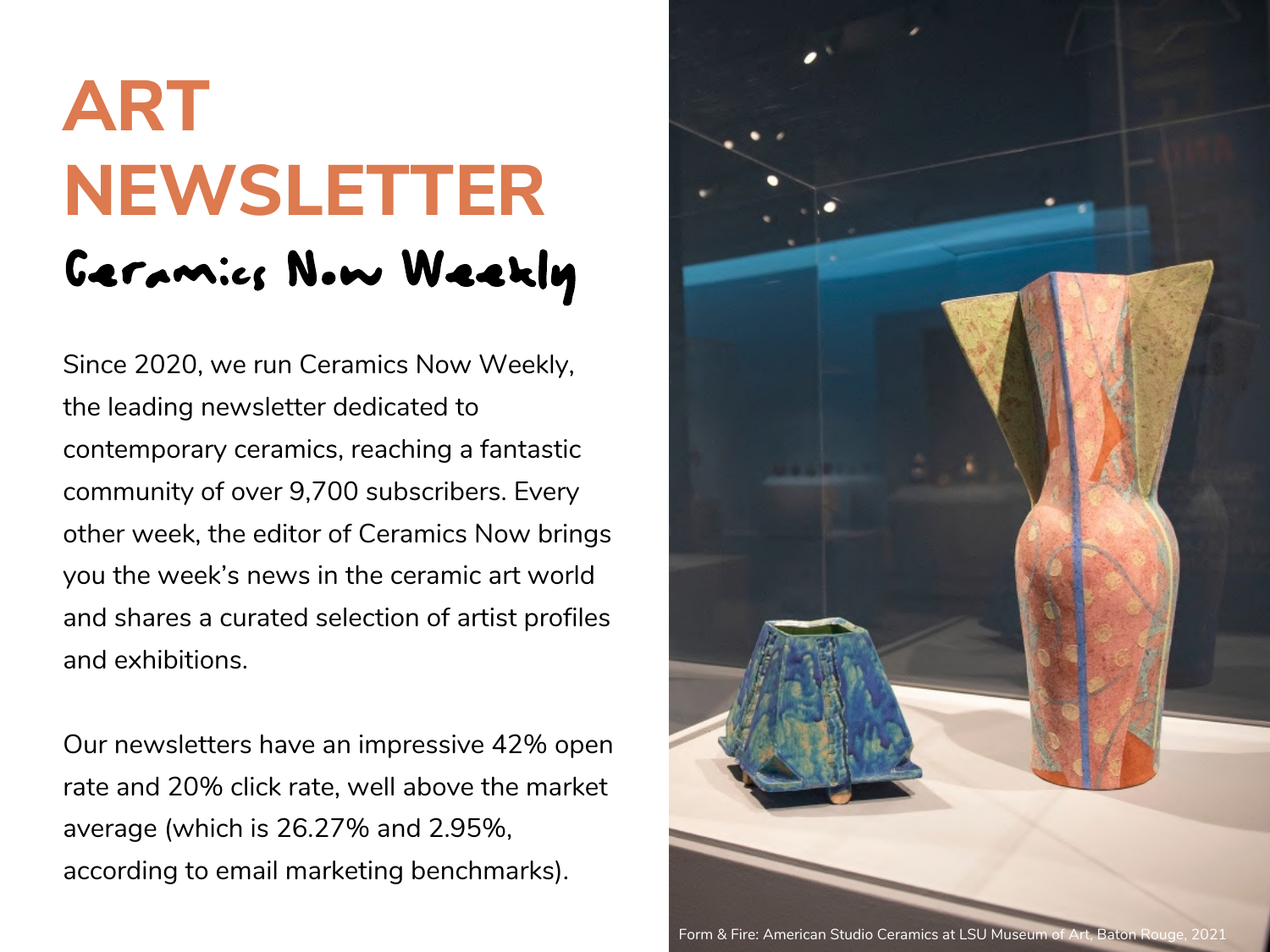# ART NEWSLETTER

## Ceramics Now Weekly

Since 2020, we run Ceramics Now Weekly, the leading newsletter dedicated to contemporary ceramics, reaching a fantastic community of over 9,700 subscribers. Every other week, the editor of Ceramics Now brings you the week's news in the ceramic art world and shares a curated selection of artist profiles and exhibitions.

Our newsletters have an impressive 42% open rate and 20% click rate, well above the market average (which is 26.27% and 2.95%, according to email marketing benchmarks).

Form & Fire: American Studio Ceramics at LSU Museum of Art, Baton Rouge, 2021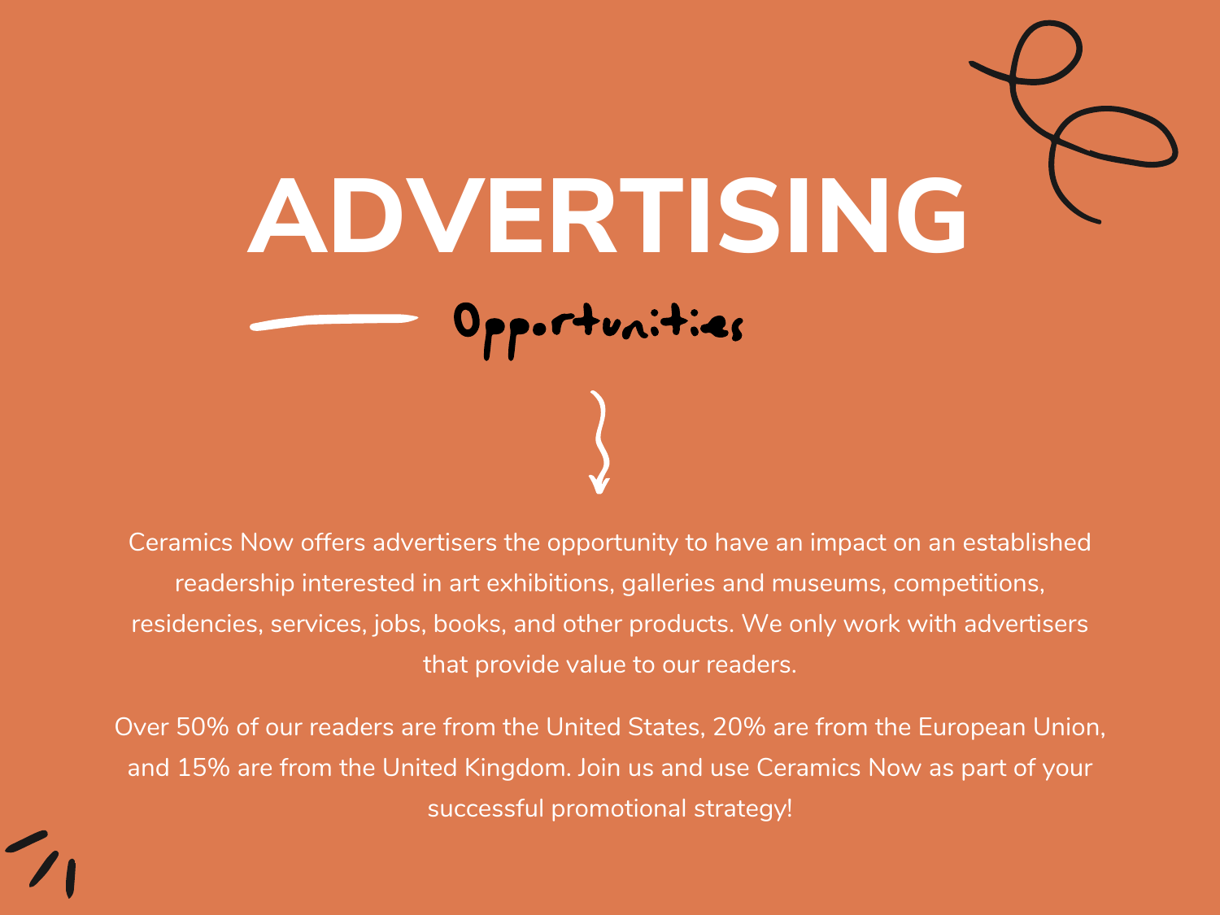# ADVERTISING

## Opportunities

Ceramics Now offers advertisers the opportunity to have an impact on an established readership interested in art exhibitions, galleries and museums, competitions, residencies, services, jobs, books, and other products. We only work with advertisers that provide value to our readers.

Over 50% of our readers are from the United States, 20% are from the European Union, and 15% are from the United Kingdom. Join us and use Ceramics Now as part of your successful promotional strategy!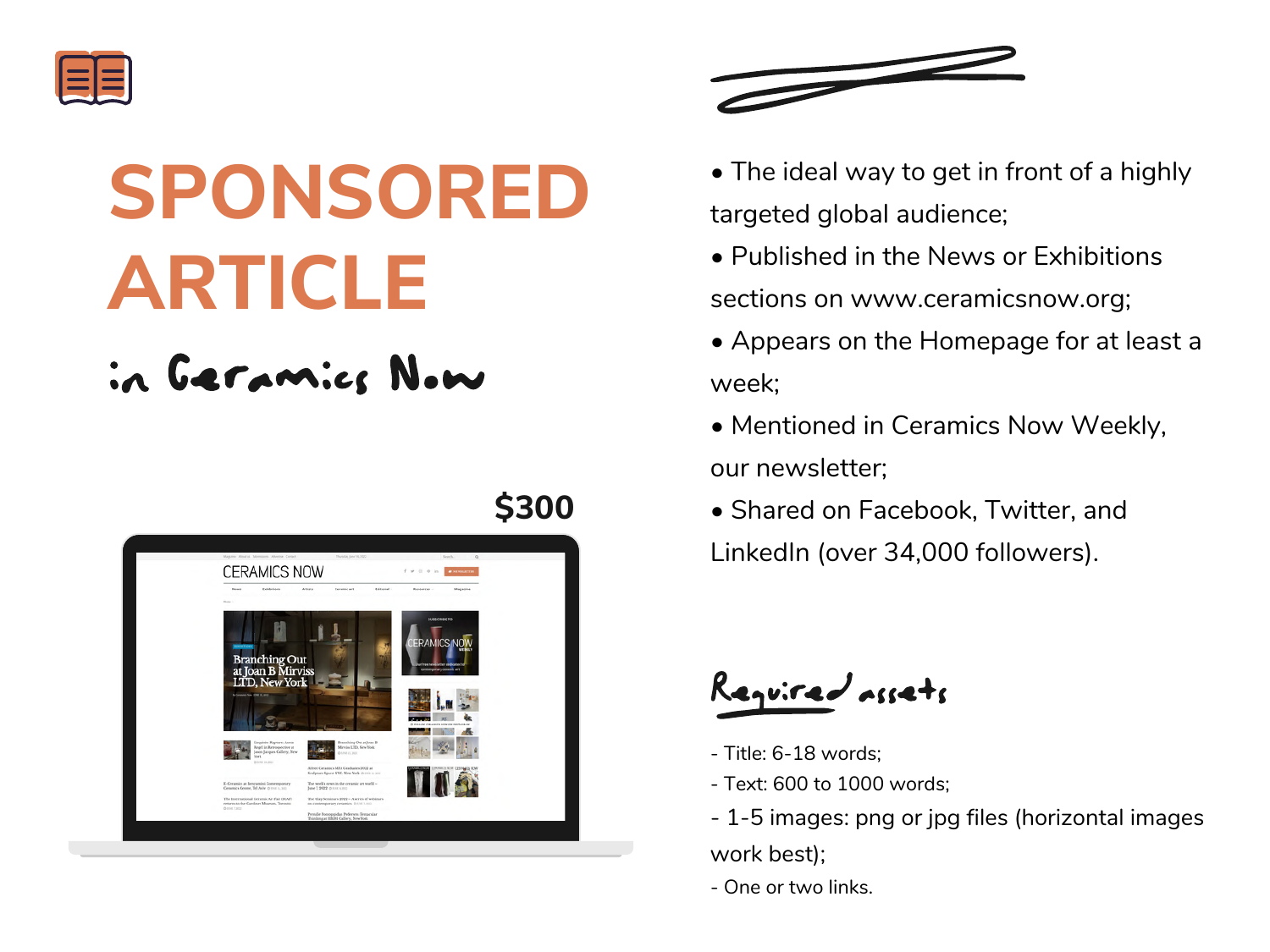# SPONSORED ARTICLE

## in Ceramics Now

**$300**

- The ideal way to get in front of a highly targeted global audience;
- Published in the News or Exhibitions sections on www.ceramicsnow.org;
- Appears on the Homepage for at least a week;
- Mentioned in Ceramics Now Weekly, our newsletter;
- Shared on Facebook, Twitter, and LinkedIn (over 34,000 followers).

### Required assets

- Title: 6-18 words;
- Text: 600 to 1000 words;
- 1-5 images: png or jpg files (horizontal images work best);
- One or two links.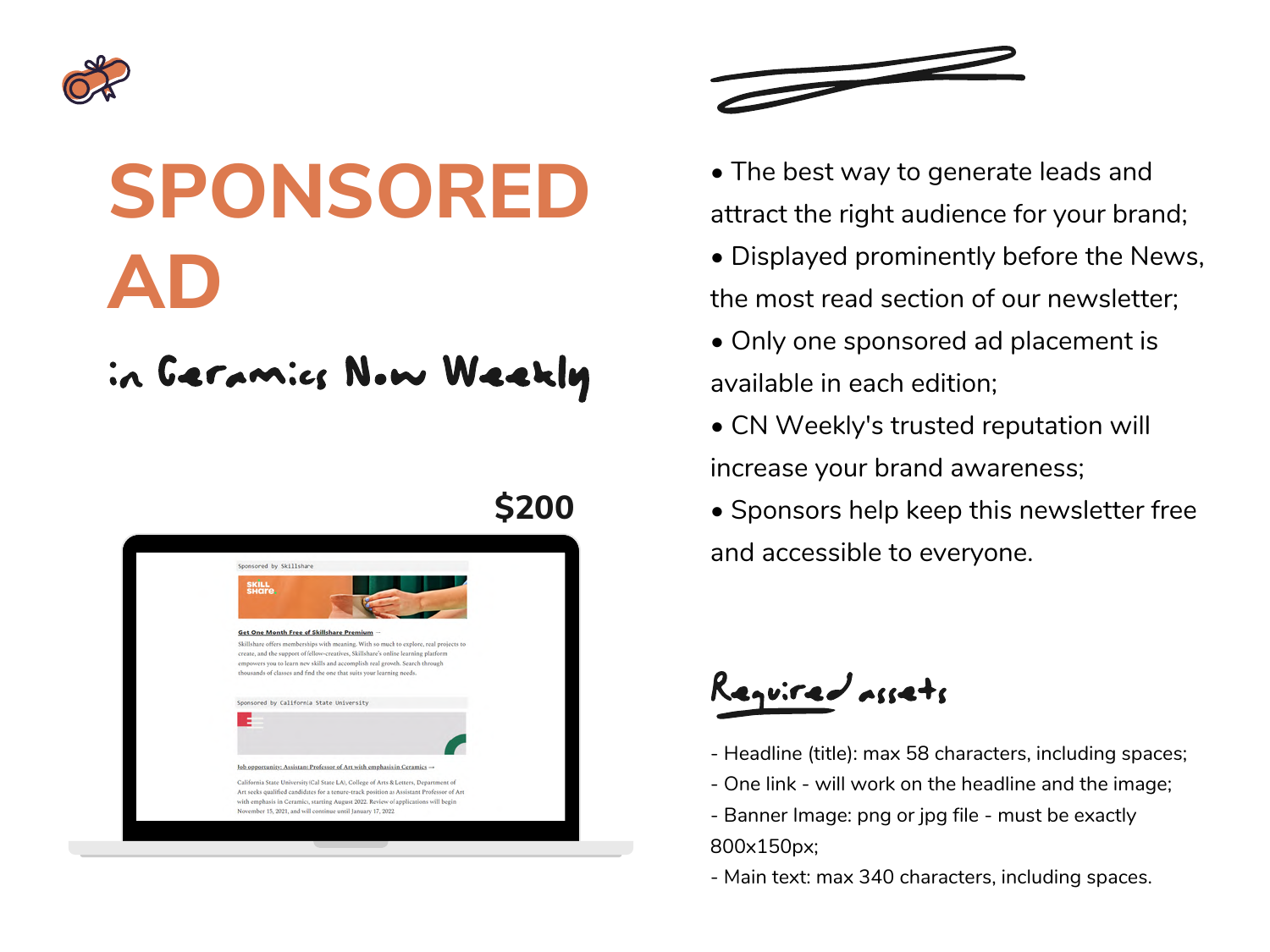# SPONSORED AD

## in Ceramics Now Weekly

**$200**

- The best way to generate leads and attract the right audience for your brand;
- Displayed prominently before the News, the most read section of our newsletter;
- Only one sponsored ad placement is available in each edition;
- CN Weekly's trusted reputation will increase your brand awareness;
- Sponsors help keep this newsletter free and accessible to everyone.

### Required assets

- Headline (title): max 58 characters, including spaces;
- One link - will work on the headline and the image;
- Banner Image: png or jpg file - must be exactly 800x150px;
- Main text: max 340 characters, including spaces.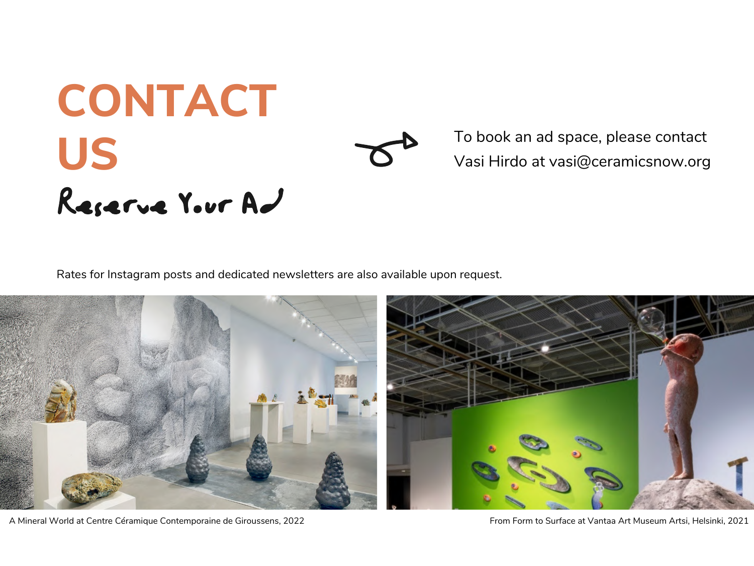# CONTACT US

Reserve Your Ad

To book an ad space, please contact Vasi Hirdo at vasi@ceramicsnow.org

Rates for Instagram posts and dedicated newsletters are also available upon request.

A Mineral World at Centre Céramique Contemporaine de Giroussens, 2022

From Form to Surface at Vantaa Art Museum Artsi, Helsinki, 2021